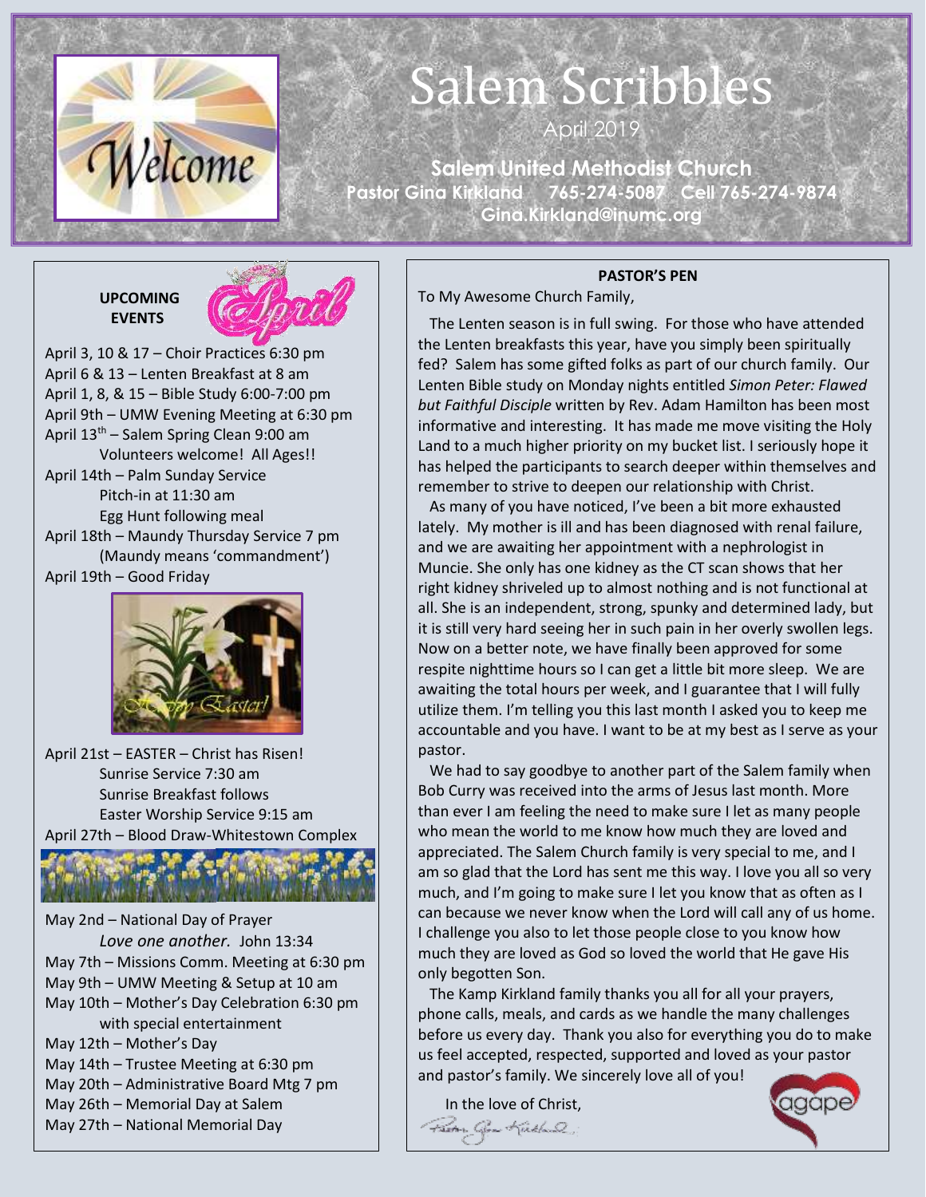# Salem Scribbles

April 2019

**Salem United Methodist Church**

**Pastor Gina Kirkland 765-274-5087 Cell 765-274-9874**

**Gina.Kirkland@inumc.org**

## UPCOMING EVENTS

April 3, 10 & 17 – Choir Practices 6:30 pm
April 6 & 13 – Lenten Breakfast at 8 am
April 1, 8, & 15 – Bible Study 6:00-7:00 pm
April 9th – UMW Evening Meeting at 6:30 pm
April 13th – Salem Spring Clean 9:00 am
Volunteers welcome! All Ages!!
April 14th – Palm Sunday Service
Pitch-in at 11:30 am
Egg Hunt following meal
April 18th – Maundy Thursday Service 7 pm
(Maundy means 'commandment')
April 19th – Good Friday

April 21st – EASTER – Christ has Risen!
Sunrise Service 7:30 am
Sunrise Breakfast follows
Easter Worship Service 9:15 am
April 27th – Blood Draw-Whitestown Complex

May 2nd – National Day of Prayer
*Love one another.* John 13:34
May 7th – Missions Comm. Meeting at 6:30 pm
May 9th – UMW Meeting & Setup at 10 am
May 10th – Mother's Day Celebration 6:30 pm
with special entertainment
May 12th – Mother's Day
May 14th – Trustee Meeting at 6:30 pm
May 20th – Administrative Board Mtg 7 pm
May 26th – Memorial Day at Salem
May 27th – National Memorial Day

## PASTOR'S PEN

To My Awesome Church Family,

The Lenten season is in full swing. For those who have attended the Lenten breakfasts this year, have you simply been spiritually fed? Salem has some gifted folks as part of our church family. Our Lenten Bible study on Monday nights entitled *Simon Peter: Flawed but Faithful Disciple* written by Rev. Adam Hamilton has been most informative and interesting. It has made me move visiting the Holy Land to a much higher priority on my bucket list. I seriously hope it has helped the participants to search deeper within themselves and remember to strive to deepen our relationship with Christ.

As many of you have noticed, I've been a bit more exhausted lately. My mother is ill and has been diagnosed with renal failure, and we are awaiting her appointment with a nephrologist in Muncie. She only has one kidney as the CT scan shows that her right kidney shriveled up to almost nothing and is not functional at all. She is an independent, strong, spunky and determined lady, but it is still very hard seeing her in such pain in her overly swollen legs. Now on a better note, we have finally been approved for some respite nighttime hours so I can get a little bit more sleep. We are awaiting the total hours per week, and I guarantee that I will fully utilize them. I'm telling you this last month I asked you to keep me accountable and you have. I want to be at my best as I serve as your pastor.

We had to say goodbye to another part of the Salem family when Bob Curry was received into the arms of Jesus last month. More than ever I am feeling the need to make sure I let as many people who mean the world to me know how much they are loved and appreciated. The Salem Church family is very special to me, and I am so glad that the Lord has sent me this way. I love you all so very much, and I'm going to make sure I let you know that as often as I can because we never know when the Lord will call any of us home. I challenge you also to let those people close to you know how much they are loved as God so loved the world that He gave His only begotten Son.

The Kamp Kirkland family thanks you all for all your prayers, phone calls, meals, and cards as we handle the many challenges before us every day. Thank you also for everything you do to make us feel accepted, respected, supported and loved as your pastor and pastor's family. We sincerely love all of you!

In the love of Christ,

Pastor Gina Kirkland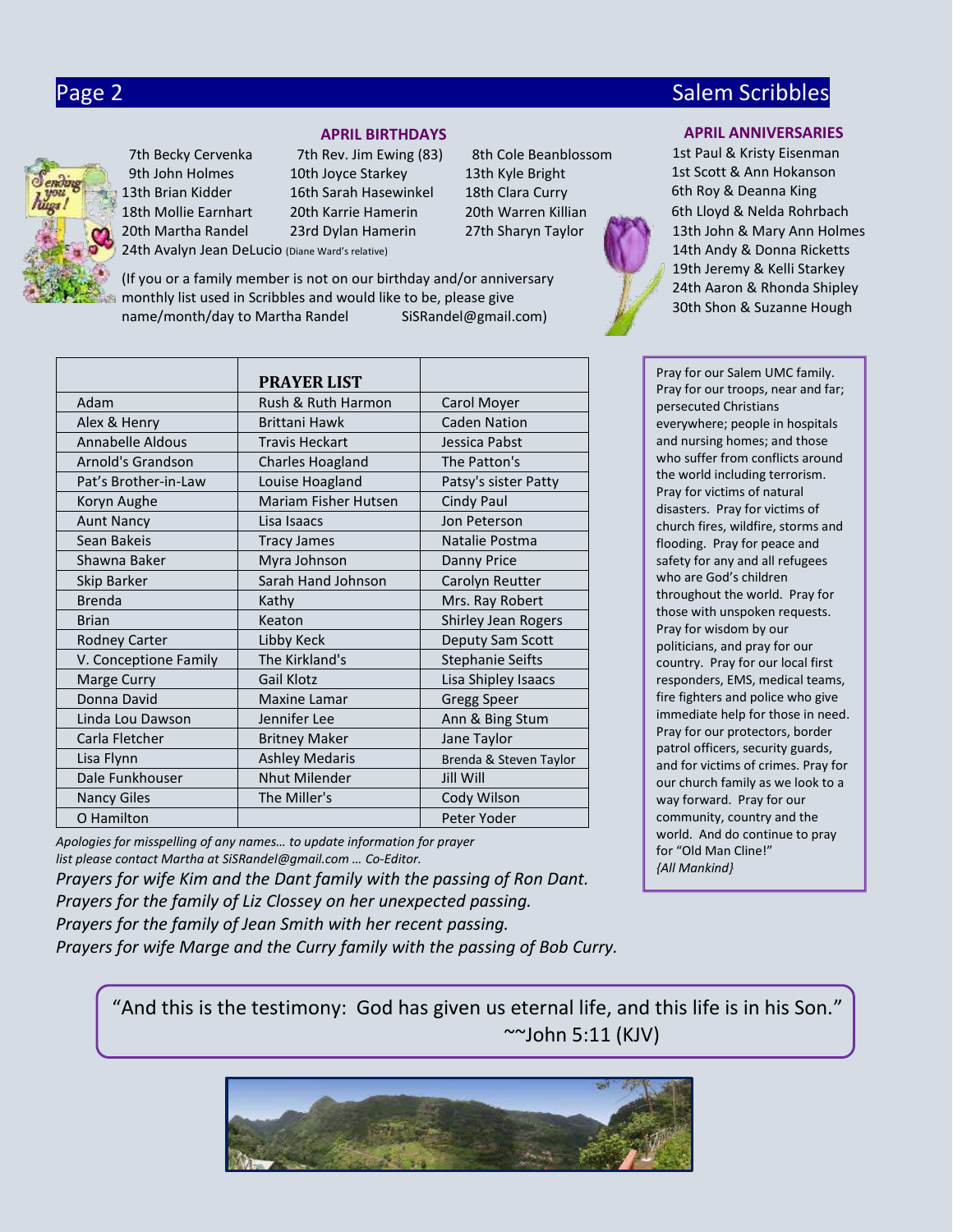## APRIL BIRTHDAYS

7th Becky Cervenka
7th Rev. Jim Ewing (83)
8th Cole Beanblossom
9th John Holmes
10th Joyce Starkey
13th Kyle Bright
13th Brian Kidder
16th Sarah Hasewinkel
18th Clara Curry
18th Mollie Earnhart
20th Karrie Hamerin
20th Warren Killian
20th Martha Randel
23rd Dylan Hamerin
27th Sharyn Taylor
24th Avalyn Jean DeLucio (Diane Ward's relative)

(If you or a family member is not on our birthday and/or anniversary monthly list used in Scribbles and would like to be, please give name/month/day to Martha Randel SiSRandel@gmail.com)

## APRIL ANNIVERSARIES

1st Paul & Kristy Eisenman
1st Scott & Ann Hokanson
6th Roy & Deanna King
6th Lloyd & Nelda Rohrbach
13th John & Mary Ann Holmes
14th Andy & Donna Ricketts
19th Jeremy & Kelli Starkey
24th Aaron & Rhonda Shipley
30th Shon & Suzanne Hough

| | **PRAYER LIST** | |
|---|---|---|
| Adam | Rush & Ruth Harmon | Carol Moyer |
| Alex & Henry | Brittani Hawk | Caden Nation |
| Annabelle Aldous | Travis Heckart | Jessica Pabst |
| Arnold's Grandson | Charles Hoagland | The Patton's |
| Pat's Brother-in-Law | Louise Hoagland | Patsy's sister Patty |
| Koryn Aughe | Mariam Fisher Hutsen | Cindy Paul |
| Aunt Nancy | Lisa Isaacs | Jon Peterson |
| Sean Bakeis | Tracy James | Natalie Postma |
| Shawna Baker | Myra Johnson | Danny Price |
| Skip Barker | Sarah Hand Johnson | Carolyn Reutter |
| Brenda | Kathy | Mrs. Ray Robert |
| Brian | Keaton | Shirley Jean Rogers |
| Rodney Carter | Libby Keck | Deputy Sam Scott |
| V. Conceptione Family | The Kirkland's | Stephanie Seifts |
| Marge Curry | Gail Klotz | Lisa Shipley Isaacs |
| Donna David | Maxine Lamar | Gregg Speer |
| Linda Lou Dawson | Jennifer Lee | Ann & Bing Stum |
| Carla Fletcher | Britney Maker | Jane Taylor |
| Lisa Flynn | Ashley Medaris | Brenda & Steven Taylor |
| Dale Funkhouser | Nhut Milender | Jill Will |
| Nancy Giles | The Miller's | Cody Wilson |
| O Hamilton | | Peter Yoder |

*Apologies for misspelling of any names… to update information for prayer list please contact Martha at SiSRandel@gmail.com … Co-Editor.*

*Prayers for wife Kim and the Dant family with the passing of Ron Dant.*
*Prayers for the family of Liz Clossey on her unexpected passing.*
*Prayers for the family of Jean Smith with her recent passing.*
*Prayers for wife Marge and the Curry family with the passing of Bob Curry.*

Pray for our Salem UMC family. Pray for our troops, near and far; persecuted Christians everywhere; people in hospitals and nursing homes; and those who suffer from conflicts around the world including terrorism. Pray for victims of natural disasters. Pray for victims of church fires, wildfire, storms and flooding. Pray for peace and safety for any and all refugees who are God's children throughout the world. Pray for those with unspoken requests. Pray for wisdom by our politicians, and pray for our country. Pray for our local first responders, EMS, medical teams, fire fighters and police who give immediate help for those in need. Pray for our protectors, border patrol officers, security guards, and for victims of crimes. Pray for our church family as we look to a way forward. Pray for our community, country and the world. And do continue to pray for "Old Man Cline!" *{All Mankind}*

"And this is the testimony: God has given us eternal life, and this life is in his Son."
~~John 5:11 (KJV)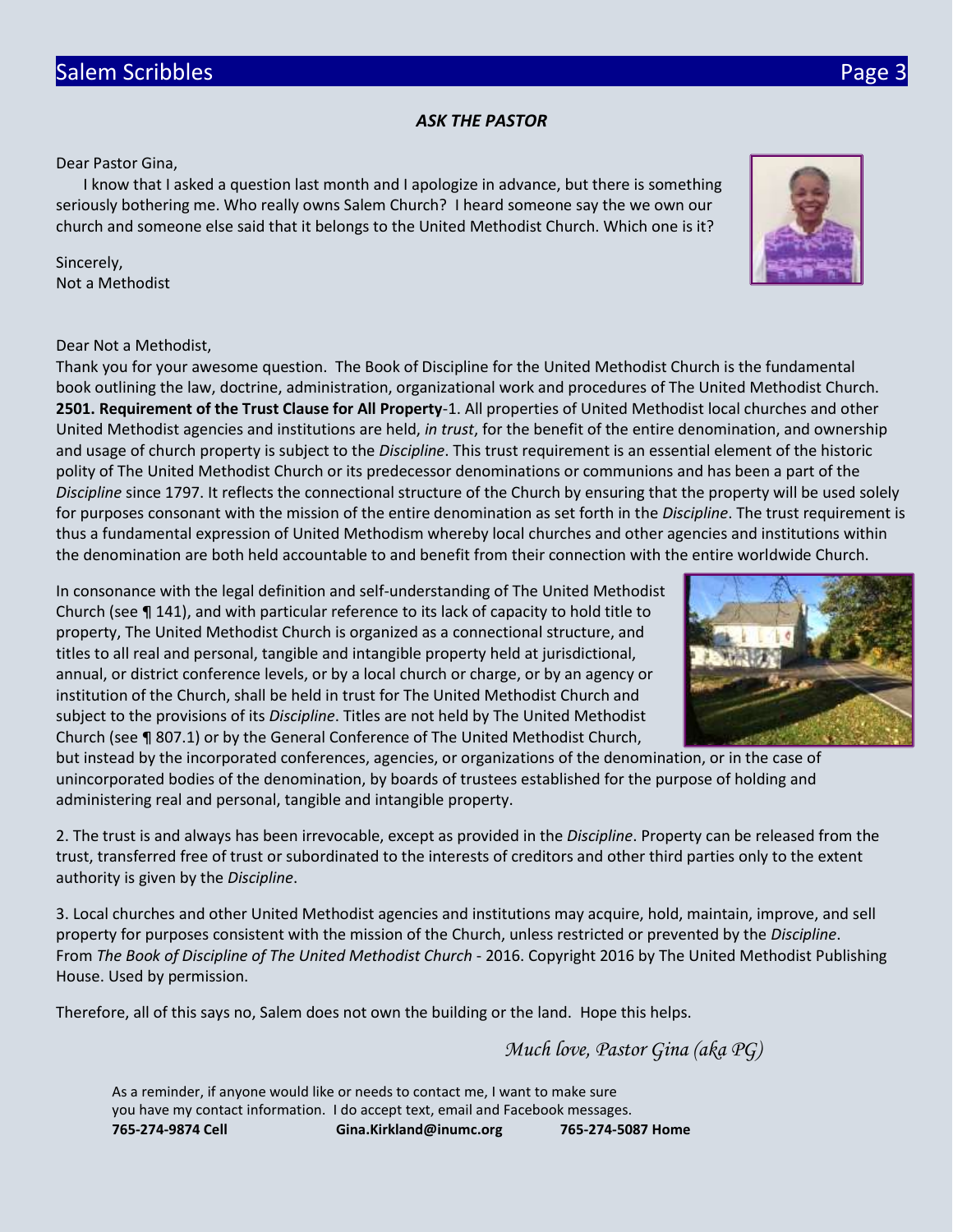### *ASK THE PASTOR*

Dear Pastor Gina,

I know that I asked a question last month and I apologize in advance, but there is something seriously bothering me. Who really owns Salem Church? I heard someone say the we own our church and someone else said that it belongs to the United Methodist Church. Which one is it?

Sincerely,
Not a Methodist

Dear Not a Methodist,

Thank you for your awesome question. The Book of Discipline for the United Methodist Church is the fundamental book outlining the law, doctrine, administration, organizational work and procedures of The United Methodist Church. **2501. Requirement of the Trust Clause for All Property**-1. All properties of United Methodist local churches and other United Methodist agencies and institutions are held, *in trust*, for the benefit of the entire denomination, and ownership and usage of church property is subject to the *Discipline*. This trust requirement is an essential element of the historic polity of The United Methodist Church or its predecessor denominations or communions and has been a part of the *Discipline* since 1797. It reflects the connectional structure of the Church by ensuring that the property will be used solely for purposes consonant with the mission of the entire denomination as set forth in the *Discipline*. The trust requirement is thus a fundamental expression of United Methodism whereby local churches and other agencies and institutions within the denomination are both held accountable to and benefit from their connection with the entire worldwide Church.

In consonance with the legal definition and self-understanding of The United Methodist Church (see ¶ 141), and with particular reference to its lack of capacity to hold title to property, The United Methodist Church is organized as a connectional structure, and titles to all real and personal, tangible and intangible property held at jurisdictional, annual, or district conference levels, or by a local church or charge, or by an agency or institution of the Church, shall be held in trust for The United Methodist Church and subject to the provisions of its *Discipline*. Titles are not held by The United Methodist Church (see ¶ 807.1) or by the General Conference of The United Methodist Church, but instead by the incorporated conferences, agencies, or organizations of the denomination, or in the case of unincorporated bodies of the denomination, by boards of trustees established for the purpose of holding and administering real and personal, tangible and intangible property.

2. The trust is and always has been irrevocable, except as provided in the *Discipline*. Property can be released from the trust, transferred free of trust or subordinated to the interests of creditors and other third parties only to the extent authority is given by the *Discipline*.

3. Local churches and other United Methodist agencies and institutions may acquire, hold, maintain, improve, and sell property for purposes consistent with the mission of the Church, unless restricted or prevented by the *Discipline*. From *The Book of Discipline of The United Methodist Church* - 2016. Copyright 2016 by The United Methodist Publishing House. Used by permission.

Therefore, all of this says no, Salem does not own the building or the land. Hope this helps.

*Much love, Pastor Gina (aka PG)*

As a reminder, if anyone would like or needs to contact me, I want to make sure you have my contact information. I do accept text, email and Facebook messages.

**765-274-9874 Cell** **Gina.Kirkland@inumc.org** **765-274-5087 Home**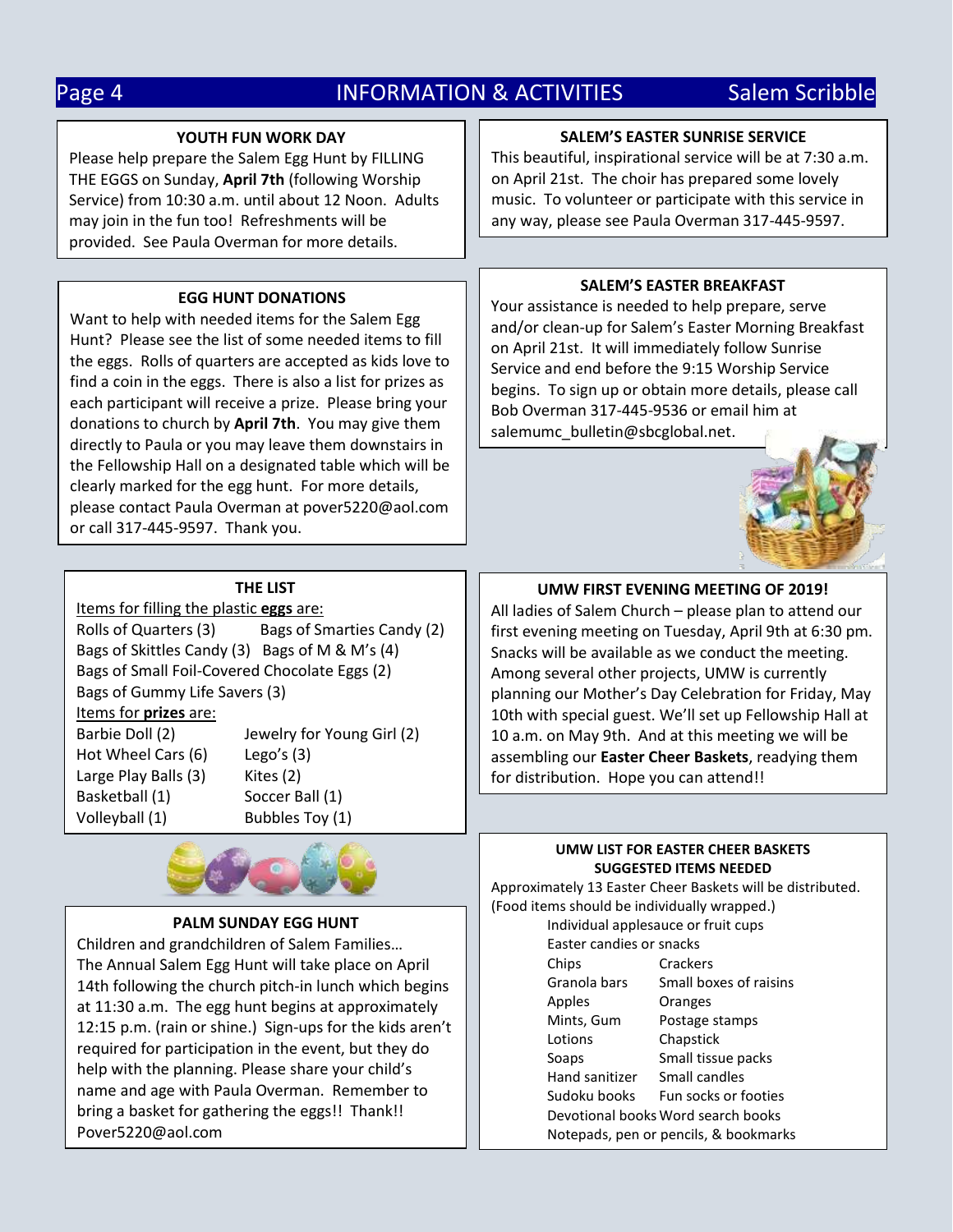## INFORMATION & ACTIVITIES

### YOUTH FUN WORK DAY

Please help prepare the Salem Egg Hunt by FILLING THE EGGS on Sunday, **April 7th** (following Worship Service) from 10:30 a.m. until about 12 Noon. Adults may join in the fun too! Refreshments will be provided. See Paula Overman for more details.

### EGG HUNT DONATIONS

Want to help with needed items for the Salem Egg Hunt? Please see the list of some needed items to fill the eggs. Rolls of quarters are accepted as kids love to find a coin in the eggs. There is also a list for prizes as each participant will receive a prize. Please bring your donations to church by **April 7th**. You may give them directly to Paula or you may leave them downstairs in the Fellowship Hall on a designated table which will be clearly marked for the egg hunt. For more details, please contact Paula Overman at pover5220@aol.com or call 317-445-9597. Thank you.

### THE LIST

Items for filling the plastic **eggs** are:

- Rolls of Quarters (3)
- Bags of Smarties Candy (2)
- Bags of Skittles Candy (3)
- Bags of M & M's (4)
- Bags of Small Foil-Covered Chocolate Eggs (2)
- Bags of Gummy Life Savers (3)

Items for **prizes** are:

| | |
|---|---|
| Barbie Doll (2) | Jewelry for Young Girl (2) |
| Hot Wheel Cars (6) | Lego's (3) |
| Large Play Balls (3) | Kites (2) |
| Basketball (1) | Soccer Ball (1) |
| Volleyball (1) | Bubbles Toy (1) |

### PALM SUNDAY EGG HUNT

Children and grandchildren of Salem Families… The Annual Salem Egg Hunt will take place on April 14th following the church pitch-in lunch which begins at 11:30 a.m. The egg hunt begins at approximately 12:15 p.m. (rain or shine.) Sign-ups for the kids aren't required for participation in the event, but they do help with the planning. Please share your child's name and age with Paula Overman. Remember to bring a basket for gathering the eggs!! Thank!! Pover5220@aol.com

### SALEM'S EASTER SUNRISE SERVICE

This beautiful, inspirational service will be at 7:30 a.m. on April 21st. The choir has prepared some lovely music. To volunteer or participate with this service in any way, please see Paula Overman 317-445-9597.

### SALEM'S EASTER BREAKFAST

Your assistance is needed to help prepare, serve and/or clean-up for Salem's Easter Morning Breakfast on April 21st. It will immediately follow Sunrise Service and end before the 9:15 Worship Service begins. To sign up or obtain more details, please call Bob Overman 317-445-9536 or email him at salemumc_bulletin@sbcglobal.net.

### UMW FIRST EVENING MEETING OF 2019!

All ladies of Salem Church – please plan to attend our first evening meeting on Tuesday, April 9th at 6:30 pm. Snacks will be available as we conduct the meeting. Among several other projects, UMW is currently planning our Mother's Day Celebration for Friday, May 10th with special guest. We'll set up Fellowship Hall at 10 a.m. on May 9th. And at this meeting we will be assembling our **Easter Cheer Baskets**, readying them for distribution. Hope you can attend!!

### UMW LIST FOR EASTER CHEER BASKETS SUGGESTED ITEMS NEEDED

Approximately 13 Easter Cheer Baskets will be distributed. (Food items should be individually wrapped.)

- Individual applesauce or fruit cups
- Easter candies or snacks

| | |
|---|---|
| Chips | Crackers |
| Granola bars | Small boxes of raisins |
| Apples | Oranges |
| Mints, Gum | Postage stamps |
| Lotions | Chapstick |
| Soaps | Small tissue packs |
| Hand sanitizer | Small candles |
| Sudoku books | Fun socks or footies |
| Devotional books | Word search books |

- Notepads, pen or pencils, & bookmarks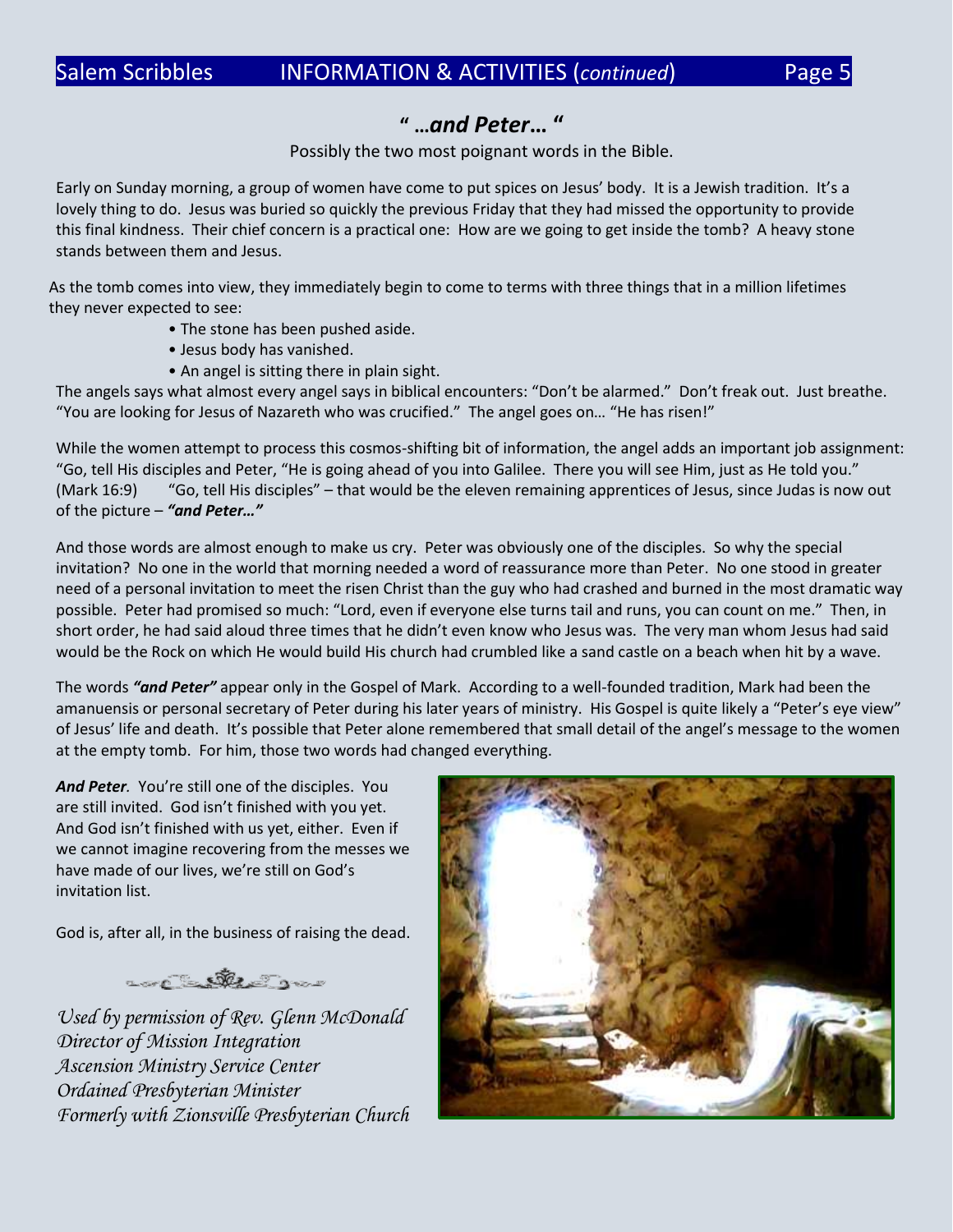# " …*and Peter*… "

Possibly the two most poignant words in the Bible.

Early on Sunday morning, a group of women have come to put spices on Jesus' body. It is a Jewish tradition. It's a lovely thing to do. Jesus was buried so quickly the previous Friday that they had missed the opportunity to provide this final kindness. Their chief concern is a practical one: How are we going to get inside the tomb? A heavy stone stands between them and Jesus.

As the tomb comes into view, they immediately begin to come to terms with three things that in a million lifetimes they never expected to see:

- The stone has been pushed aside.
- Jesus body has vanished.
- An angel is sitting there in plain sight.

The angels says what almost every angel says in biblical encounters: "Don't be alarmed." Don't freak out. Just breathe. "You are looking for Jesus of Nazareth who was crucified." The angel goes on… "He has risen!"

While the women attempt to process this cosmos-shifting bit of information, the angel adds an important job assignment: "Go, tell His disciples and Peter, "He is going ahead of you into Galilee. There you will see Him, just as He told you." (Mark 16:9) "Go, tell His disciples" – that would be the eleven remaining apprentices of Jesus, since Judas is now out of the picture – ***"and Peter…"***

And those words are almost enough to make us cry. Peter was obviously one of the disciples. So why the special invitation? No one in the world that morning needed a word of reassurance more than Peter. No one stood in greater need of a personal invitation to meet the risen Christ than the guy who had crashed and burned in the most dramatic way possible. Peter had promised so much: "Lord, even if everyone else turns tail and runs, you can count on me." Then, in short order, he had said aloud three times that he didn't even know who Jesus was. The very man whom Jesus had said would be the Rock on which He would build His church had crumbled like a sand castle on a beach when hit by a wave.

The words ***"and Peter"*** appear only in the Gospel of Mark. According to a well-founded tradition, Mark had been the amanuensis or personal secretary of Peter during his later years of ministry. His Gospel is quite likely a "Peter's eye view" of Jesus' life and death. It's possible that Peter alone remembered that small detail of the angel's message to the women at the empty tomb. For him, those two words had changed everything.

***And Peter***. You're still one of the disciples. You are still invited. God isn't finished with you yet. And God isn't finished with us yet, either. Even if we cannot imagine recovering from the messes we have made of our lives, we're still on God's invitation list.

God is, after all, in the business of raising the dead.

*Used by permission of Rev. Glenn McDonald*
*Director of Mission Integration*
*Ascension Ministry Service Center*
*Ordained Presbyterian Minister*
*Formerly with Zionsville Presbyterian Church*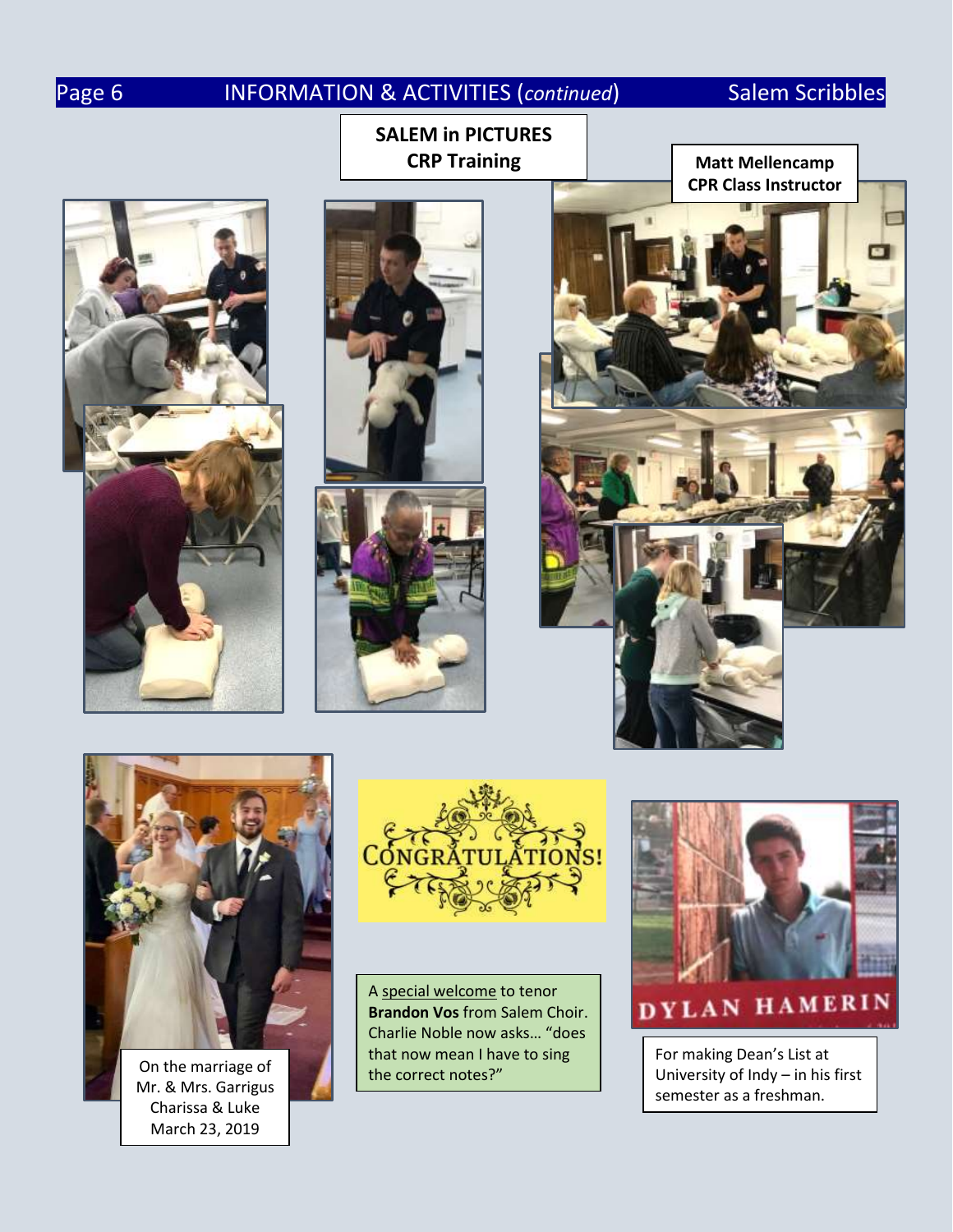# INFORMATION & ACTIVITIES (*continued*)

## SALEM in PICTURES
## CRP Training

**Matt Mellencamp**
**CPR Class Instructor**

On the marriage of Mr. & Mrs. Garrigus
Charissa & Luke
March 23, 2019

CONGRATULATIONS!

A special welcome to tenor **Brandon Vos** from Salem Choir. Charlie Noble now asks… "does that now mean I have to sing the correct notes?"

DYLAN HAMERIN

For making Dean's List at University of Indy – in his first semester as a freshman.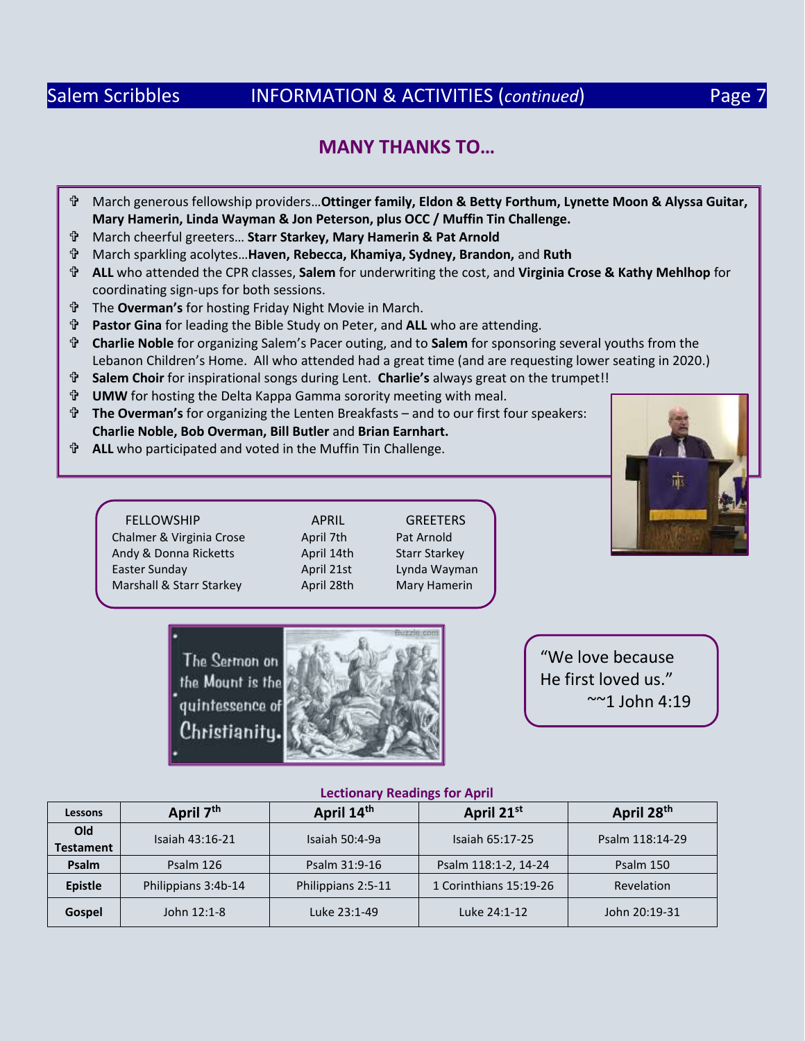## MANY THANKS TO…

- March generous fellowship providers…**Ottinger family, Eldon & Betty Forthum, Lynette Moon & Alyssa Guitar, Mary Hamerin, Linda Wayman & Jon Peterson, plus OCC / Muffin Tin Challenge.**
- March cheerful greeters… **Starr Starkey, Mary Hamerin & Pat Arnold**
- March sparkling acolytes…**Haven, Rebecca, Khamiya, Sydney, Brandon,** and **Ruth**
- **ALL** who attended the CPR classes, **Salem** for underwriting the cost, and **Virginia Crose & Kathy Mehlhop** for coordinating sign-ups for both sessions.
- The **Overman's** for hosting Friday Night Movie in March.
- **Pastor Gina** for leading the Bible Study on Peter, and **ALL** who are attending.
- **Charlie Noble** for organizing Salem's Pacer outing, and to **Salem** for sponsoring several youths from the Lebanon Children's Home. All who attended had a great time (and are requesting lower seating in 2020.)
- **Salem Choir** for inspirational songs during Lent. **Charlie's** always great on the trumpet!!
- **UMW** for hosting the Delta Kappa Gamma sorority meeting with meal.
- **The Overman's** for organizing the Lenten Breakfasts – and to our first four speakers: **Charlie Noble, Bob Overman, Bill Butler** and **Brian Earnhart.**
- **ALL** who participated and voted in the Muffin Tin Challenge.

| FELLOWSHIP | APRIL | GREETERS |
|---|---|---|
| Chalmer & Virginia Crose | April 7th | Pat Arnold |
| Andy & Donna Ricketts | April 14th | Starr Starkey |
| Easter Sunday | April 21st | Lynda Wayman |
| Marshall & Starr Starkey | April 28th | Mary Hamerin |

The Sermon on the Mount is the quintessence of Christianity.

"We love because He first loved us."
~~1 John 4:19

**Lectionary Readings for April**

| Lessons | April 7th | April 14th | April 21st | April 28th |
|---|---|---|---|---|
| Old Testament | Isaiah 43:16-21 | Isaiah 50:4-9a | Isaiah 65:17-25 | Psalm 118:14-29 |
| Psalm | Psalm 126 | Psalm 31:9-16 | Psalm 118:1-2, 14-24 | Psalm 150 |
| Epistle | Philippians 3:4b-14 | Philippians 2:5-11 | 1 Corinthians 15:19-26 | Revelation |
| Gospel | John 12:1-8 | Luke 23:1-49 | Luke 24:1-12 | John 20:19-31 |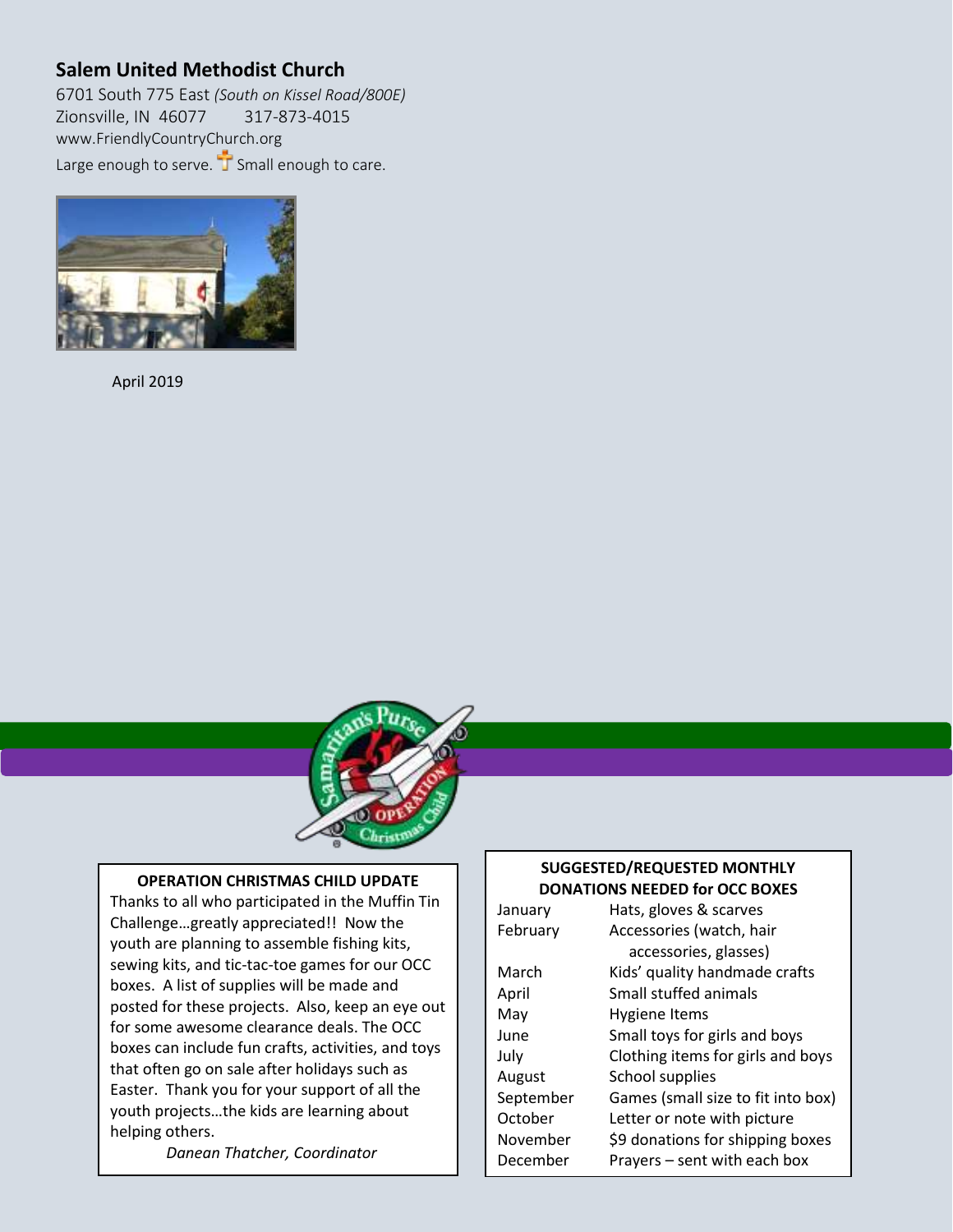## Salem United Methodist Church

6701 South 775 East *(South on Kissel Road/800E)*
Zionsville, IN 46077    317-873-4015
www.FriendlyCountryChurch.org
Large enough to serve. ✝ Small enough to care.

April 2019

### OPERATION CHRISTMAS CHILD UPDATE

Thanks to all who participated in the Muffin Tin Challenge…greatly appreciated!! Now the youth are planning to assemble fishing kits, sewing kits, and tic-tac-toe games for our OCC boxes. A list of supplies will be made and posted for these projects. Also, keep an eye out for some awesome clearance deals. The OCC boxes can include fun crafts, activities, and toys that often go on sale after holidays such as Easter. Thank you for your support of all the youth projects…the kids are learning about helping others.

*Danean Thatcher, Coordinator*

### SUGGESTED/REQUESTED MONTHLY DONATIONS NEEDED for OCC BOXES

| | |
|---|---|
| January | Hats, gloves & scarves |
| February | Accessories (watch, hair accessories, glasses) |
| March | Kids' quality handmade crafts |
| April | Small stuffed animals |
| May | Hygiene Items |
| June | Small toys for girls and boys |
| July | Clothing items for girls and boys |
| August | School supplies |
| September | Games (small size to fit into box) |
| October | Letter or note with picture |
| November | $9 donations for shipping boxes |
| December | Prayers – sent with each box |